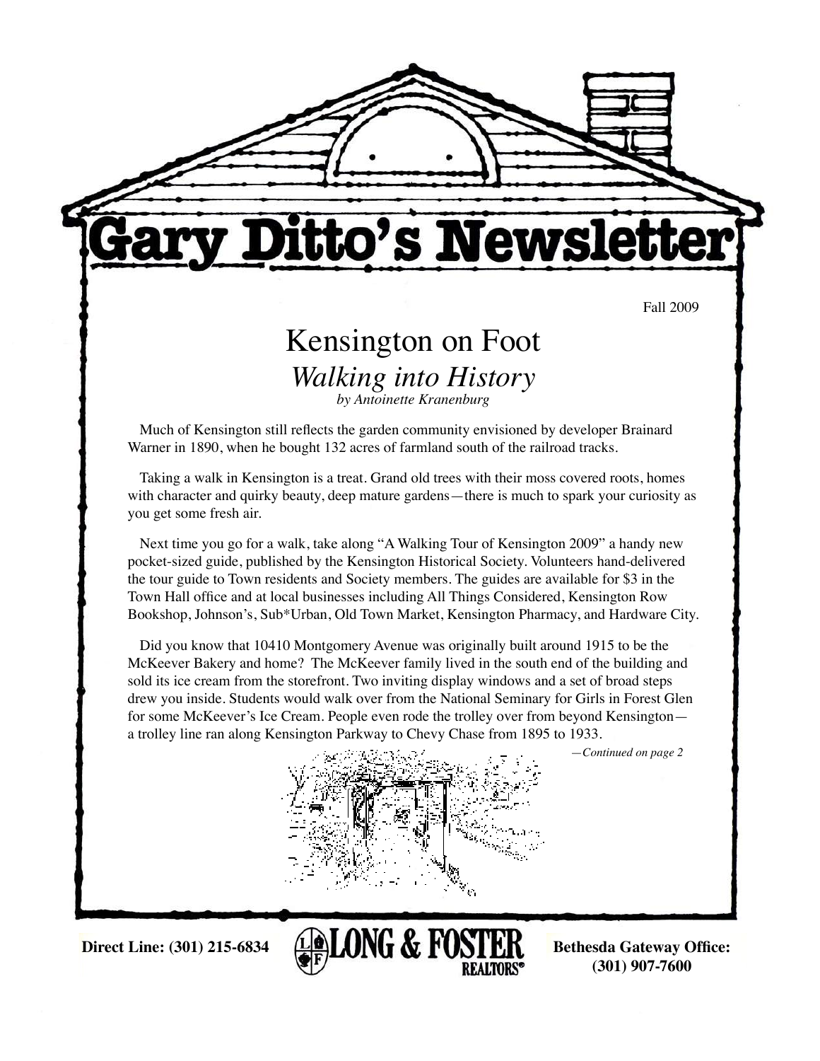# Gary Ditto's Newsletter

Fall 2009

## Kensington on Foot

### *Walking into History*

*by Antoinette Kranenburg*

Much of Kensington still reflects the garden community envisioned by developer Brainard Warner in 1890, when he bought 132 acres of farmland south of the railroad tracks.

Taking a walk in Kensington is a treat. Grand old trees with their moss covered roots, homes with character and quirky beauty, deep mature gardens—there is much to spark your curiosity as you get some fresh air.

Next time you go for a walk, take along "A Walking Tour of Kensington 2009" a handy new pocket-sized guide, published by the Kensington Historical Society. Volunteers hand-delivered the tour guide to Town residents and Society members. The guides are available for $3 in the Town Hall office and at local businesses including All Things Considered, Kensington Row Bookshop, Johnson's, Sub*Urban, Old Town Market, Kensington Pharmacy, and Hardware City.

Did you know that 10410 Montgomery Avenue was originally built around 1915 to be the McKeever Bakery and home? The McKeever family lived in the south end of the building and sold its ice cream from the storefront. Two inviting display windows and a set of broad steps drew you inside. Students would walk over from the National Seminary for Girls in Forest Glen for some McKeever's Ice Cream. People even rode the trolley over from beyond Kensington—a trolley line ran along Kensington Parkway to Chevy Chase from 1895 to 1933.

*—Continued on page 2*

**Direct Line: (301) 215-6834** LONG & FOSTER REALTORS® **Bethesda Gateway Office: (301) 907-7600**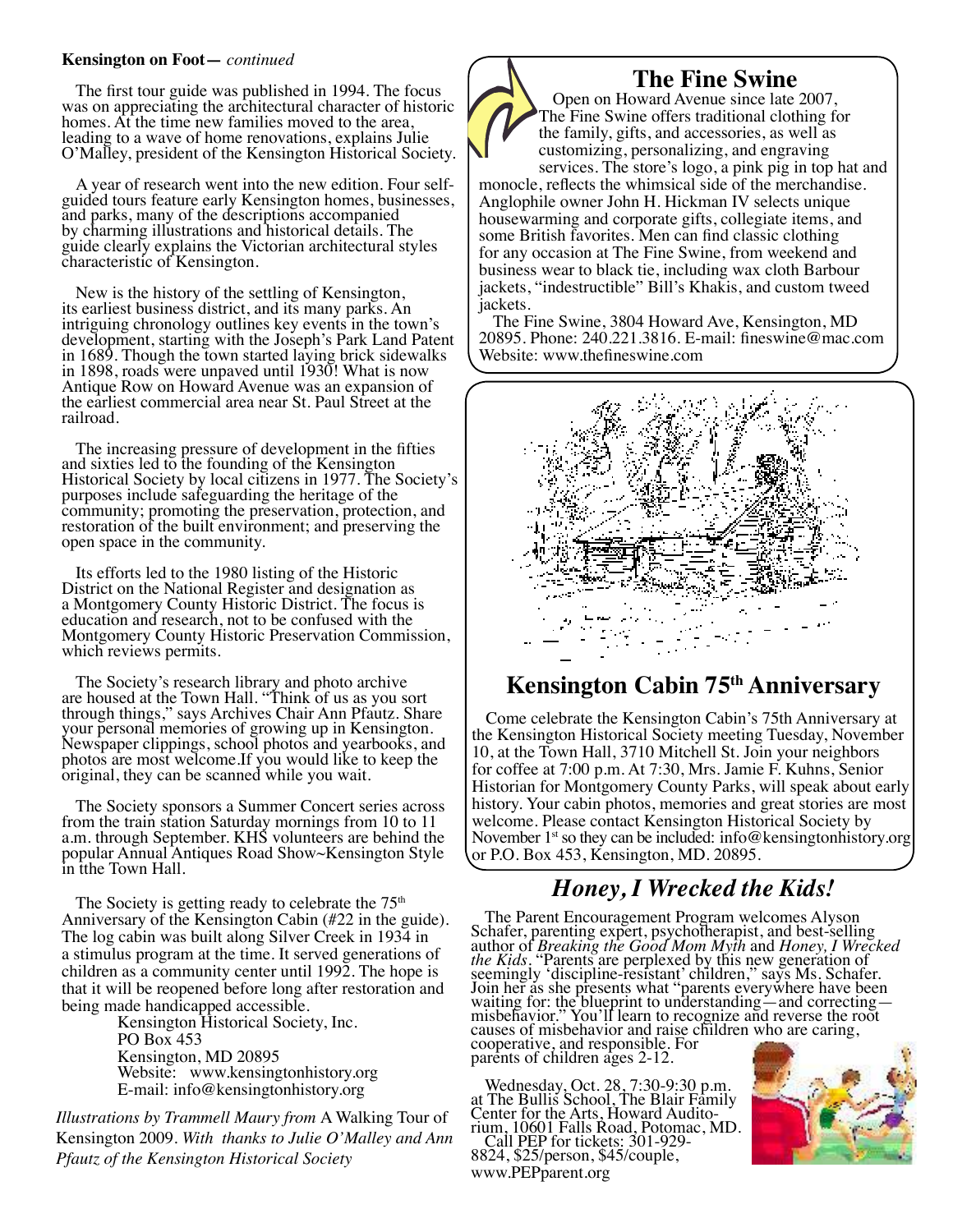**Kensington on Foot—** *continued*

The first tour guide was published in 1994. The focus was on appreciating the architectural character of historic homes. At the time new families moved to the area, leading to a wave of home renovations, explains Julie O'Malley, president of the Kensington Historical Society.

A year of research went into the new edition. Four self-guided tours feature early Kensington homes, businesses, and parks, many of the descriptions accompanied by charming illustrations and historical details. The guide clearly explains the Victorian architectural styles characteristic of Kensington.

New is the history of the settling of Kensington, its earliest business district, and its many parks. An intriguing chronology outlines key events in the town's development, starting with the Joseph's Park Land Patent in 1689. Though the town started laying brick sidewalks in 1898, roads were unpaved until 1930! What is now Antique Row on Howard Avenue was an expansion of the earliest commercial area near St. Paul Street at the railroad.

The increasing pressure of development in the fifties and sixties led to the founding of the Kensington Historical Society by local citizens in 1977. The Society's purposes include safeguarding the heritage of the community; promoting the preservation, protection, and restoration of the built environment; and preserving the open space in the community.

Its efforts led to the 1980 listing of the Historic District on the National Register and designation as a Montgomery County Historic District. The focus is education and research, not to be confused with the Montgomery County Historic Preservation Commission, which reviews permits.

The Society's research library and photo archive are housed at the Town Hall. "Think of us as you sort through things," says Archives Chair Ann Pfautz. Share your personal memories of growing up in Kensington. Newspaper clippings, school photos and yearbooks, and photos are most welcome.If you would like to keep the original, they can be scanned while you wait.

The Society sponsors a Summer Concert series across from the train station Saturday mornings from 10 to 11 a.m. through September. KHS volunteers are behind the popular Annual Antiques Road Show~Kensington Style in tthe Town Hall.

The Society is getting ready to celebrate the 75th Anniversary of the Kensington Cabin (#22 in the guide). The log cabin was built along Silver Creek in 1934 in a stimulus program at the time. It served generations of children as a community center until 1992. The hope is that it will be reopened before long after restoration and being made handicapped accessible.

Kensington Historical Society, Inc.
PO Box 453
Kensington, MD 20895
Website: www.kensingtonhistory.org
E-mail: info@kensingtonhistory.org

*Illustrations by Trammell Maury from* A Walking Tour of Kensington 2009. *With thanks to Julie O'Malley and Ann Pfautz of the Kensington Historical Society*

## The Fine Swine

Open on Howard Avenue since late 2007, The Fine Swine offers traditional clothing for the family, gifts, and accessories, as well as customizing, personalizing, and engraving services. The store's logo, a pink pig in top hat and monocle, reflects the whimsical side of the merchandise. Anglophile owner John H. Hickman IV selects unique housewarming and corporate gifts, collegiate items, and some British favorites. Men can find classic clothing for any occasion at The Fine Swine, from weekend and business wear to black tie, including wax cloth Barbour jackets, "indestructible" Bill's Khakis, and custom tweed jackets.

The Fine Swine, 3804 Howard Ave, Kensington, MD 20895. Phone: 240.221.3816. E-mail: fineswine@mac.com Website: www.thefineswine.com

## Kensington Cabin 75th Anniversary

Come celebrate the Kensington Cabin's 75th Anniversary at the Kensington Historical Society meeting Tuesday, November 10, at the Town Hall, 3710 Mitchell St. Join your neighbors for coffee at 7:00 p.m. At 7:30, Mrs. Jamie F. Kuhns, Senior Historian for Montgomery County Parks, will speak about early history. Your cabin photos, memories and great stories are most welcome. Please contact Kensington Historical Society by November 1st so they can be included: info@kensingtonhistory.org or P.O. Box 453, Kensington, MD. 20895.

## *Honey, I Wrecked the Kids!*

The Parent Encouragement Program welcomes Alyson Schafer, parenting expert, psychotherapist, and best-selling author of *Breaking the Good Mom Myth* and *Honey, I Wrecked the Kids*. "Parents are perplexed by this new generation of seemingly 'discipline-resistant' children," says Ms. Schafer. Join her as she presents what "parents everywhere have been waiting for: the blueprint to understanding—and correcting—misbehavior." You'll learn to recognize and reverse the root causes of misbehavior and raise children who are caring, cooperative, and responsible. For parents of children ages 2-12.

Wednesday, Oct. 28, 7:30-9:30 p.m. at The Bullis School, The Blair Family Center for the Arts, Howard Auditorium, 10601 Falls Road, Potomac, MD. Call PEP for tickets: 301-929-8824, $25/person, $45/couple, www.PEPparent.org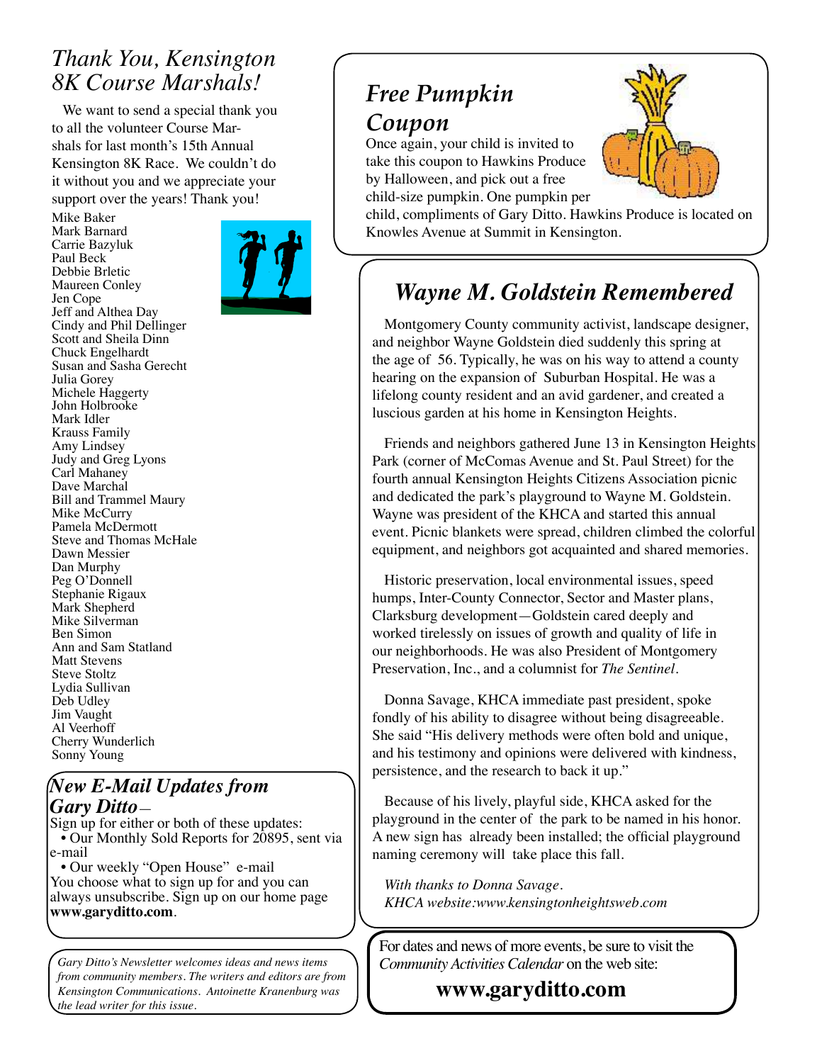## *Thank You, Kensington 8K Course Marshals!*

We want to send a special thank you to all the volunteer Course Marshals for last month's 15th Annual Kensington 8K Race. We couldn't do it without you and we appreciate your support over the years! Thank you!

Mike Baker
Mark Barnard
Carrie Bazyluk
Paul Beck
Debbie Brletic
Maureen Conley
Jen Cope
Jeff and Althea Day
Cindy and Phil Dellinger
Scott and Sheila Dinn
Chuck Engelhardt
Susan and Sasha Gerecht
Julia Gorey
Michele Haggerty
John Holbrooke
Mark Idler
Krauss Family
Amy Lindsey
Judy and Greg Lyons
Carl Mahaney
Dave Marchal
Bill and Trammel Maury
Mike McCurry
Pamela McDermott
Steve and Thomas McHale
Dawn Messier
Dan Murphy
Peg O'Donnell
Stephanie Rigaux
Mark Shepherd
Mike Silverman
Ben Simon
Ann and Sam Statland
Matt Stevens
Steve Stoltz
Lydia Sullivan
Deb Udley
Jim Vaught
Al Veerhoff
Cherry Wunderlich
Sonny Young

## *New E-Mail Updates from Gary Ditto –*

Sign up for either or both of these updates:

• Our Monthly Sold Reports for 20895, sent via e-mail

• Our weekly "Open House" e-mail

You choose what to sign up for and you can always unsubscribe. Sign up on our home page **www.garyditto.com**.

*Gary Ditto's Newsletter welcomes ideas and news items from community members. The writers and editors are from Kensington Communications. Antoinette Kranenburg was the lead writer for this issue.*

## *Free Pumpkin Coupon*

Once again, your child is invited to take this coupon to Hawkins Produce by Halloween, and pick out a free child-size pumpkin. One pumpkin per child, compliments of Gary Ditto. Hawkins Produce is located on Knowles Avenue at Summit in Kensington.

## *Wayne M. Goldstein Remembered*

Montgomery County community activist, landscape designer, and neighbor Wayne Goldstein died suddenly this spring at the age of 56. Typically, he was on his way to attend a county hearing on the expansion of Suburban Hospital. He was a lifelong county resident and an avid gardener, and created a luscious garden at his home in Kensington Heights.

Friends and neighbors gathered June 13 in Kensington Heights Park (corner of McComas Avenue and St. Paul Street) for the fourth annual Kensington Heights Citizens Association picnic and dedicated the park's playground to Wayne M. Goldstein. Wayne was president of the KHCA and started this annual event. Picnic blankets were spread, children climbed the colorful equipment, and neighbors got acquainted and shared memories.

Historic preservation, local environmental issues, speed humps, Inter-County Connector, Sector and Master plans, Clarksburg development—Goldstein cared deeply and worked tirelessly on issues of growth and quality of life in our neighborhoods. He was also President of Montgomery Preservation, Inc., and a columnist for *The Sentinel*.

Donna Savage, KHCA immediate past president, spoke fondly of his ability to disagree without being disagreeable. She said "His delivery methods were often bold and unique, and his testimony and opinions were delivered with kindness, persistence, and the research to back it up."

Because of his lively, playful side, KHCA asked for the playground in the center of the park to be named in his honor. A new sign has already been installed; the official playground naming ceremony will take place this fall.

*With thanks to Donna Savage.*
*KHCA website:www.kensingtonheightsweb.com*

For dates and news of more events, be sure to visit the *Community Activities Calendar* on the web site:

**www.garyditto.com**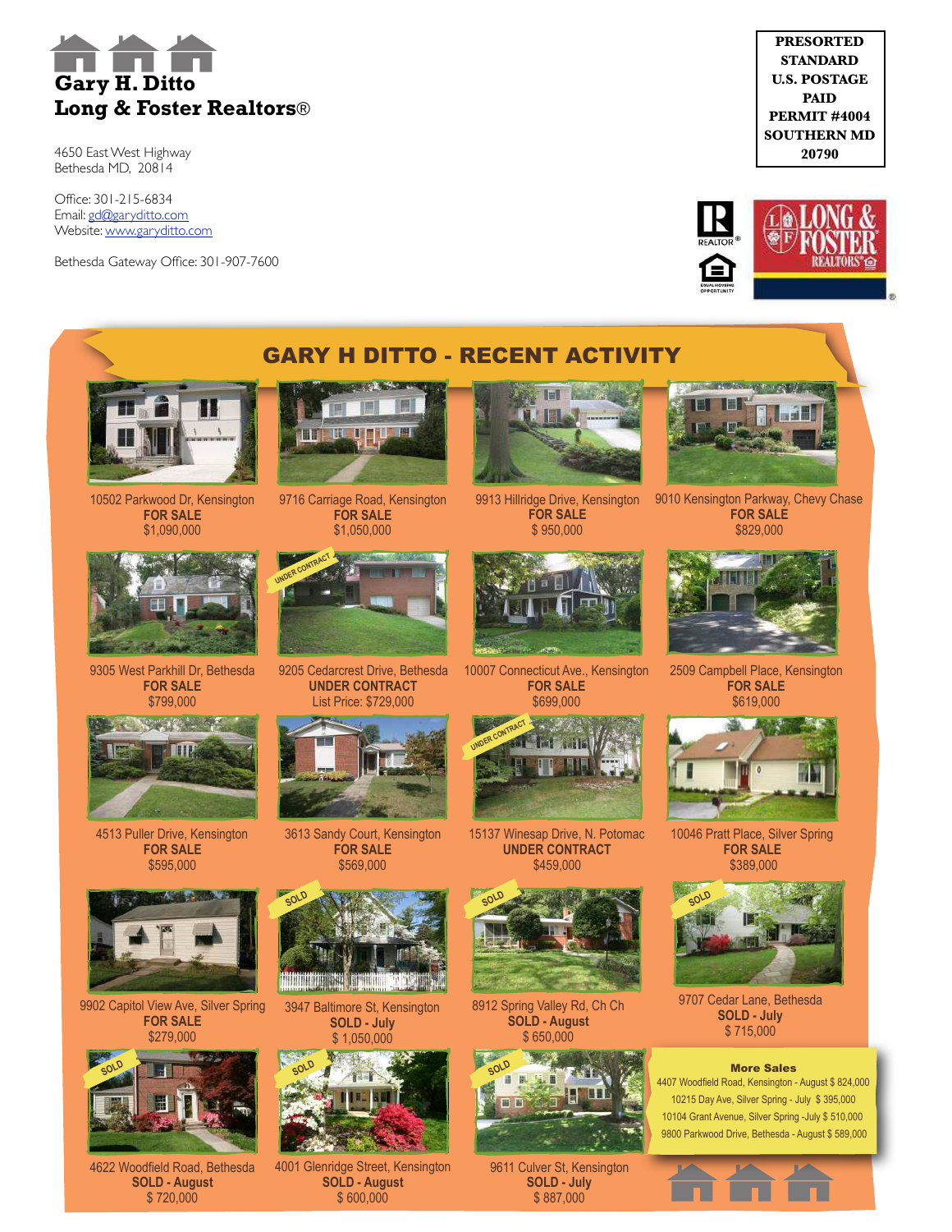**Gary H. Ditto**
**Long & Foster Realtors®**

4650 East West Highway
Bethesda MD, 20814

Office: 301-215-6834
Email: gd@garyditto.com
Website: www.garyditto.com

Bethesda Gateway Office: 301-907-7600

PRESORTED
STANDARD
U.S. POSTAGE
PAID
PERMIT #4004
SOUTHERN MD
20790

REALTOR®

EQUAL HOUSING OPPORTUNITY

LONG & FOSTER REALTORS®

## GARY H DITTO - RECENT ACTIVITY

10502 Parkwood Dr, Kensington
**FOR SALE**
$1,090,000

9716 Carriage Road, Kensington
**FOR SALE**
$1,050,000

9913 Hillridge Drive, Kensington
**FOR SALE**
$ 950,000

9010 Kensington Parkway, Chevy Chase
**FOR SALE**
$829,000

9305 West Parkhill Dr, Bethesda
**FOR SALE**
$799,000

UNDER CONTRACT

9205 Cedarcrest Drive, Bethesda
**UNDER CONTRACT**
List Price: $729,000

10007 Connecticut Ave., Kensington
**FOR SALE**
$699,000

2509 Campbell Place, Kensington
**FOR SALE**
$619,000

4513 Puller Drive, Kensington
**FOR SALE**
$595,000

3613 Sandy Court, Kensington
**FOR SALE**
$569,000

UNDER CONTRACT

15137 Winesap Drive, N. Potomac
**UNDER CONTRACT**
$459,000

10046 Pratt Place, Silver Spring
**FOR SALE**
$389,000

9902 Capitol View Ave, Silver Spring
**FOR SALE**
$279,000

SOLD

3947 Baltimore St, Kensington
**SOLD - July**
$ 1,050,000

SOLD

8912 Spring Valley Rd, Ch Ch
**SOLD - August**
$ 650,000

SOLD

9707 Cedar Lane, Bethesda
**SOLD - July**
$ 715,000

SOLD

4622 Woodfield Road, Bethesda
**SOLD - August**
$ 720,000

SOLD

4001 Glenridge Street, Kensington
**SOLD - August**
$ 600,000

SOLD

9611 Culver St, Kensington
**SOLD - July**
$ 887,000

**More Sales**

4407 Woodfield Road, Kensington - August $ 824,000
10215 Day Ave, Silver Spring - July $ 395,000
10104 Grant Avenue, Silver Spring -July $ 510,000
9800 Parkwood Drive, Bethesda - August $ 589,000